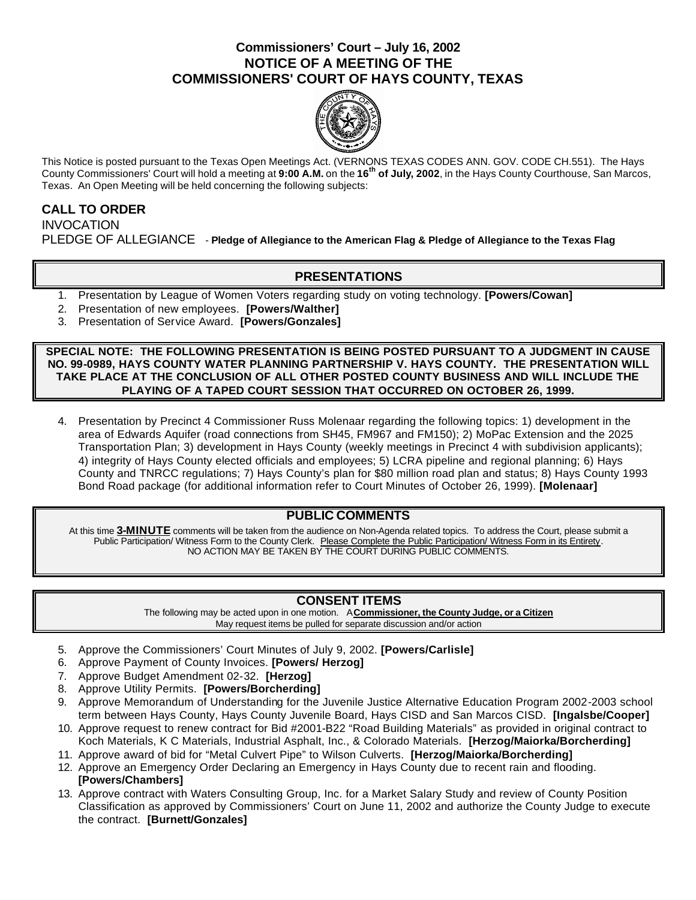# Commissioners' Court – July 16, 2002
# NOTICE OF A MEETING OF THE
# COMMISSIONERS' COURT OF HAYS COUNTY, TEXAS

This Notice is posted pursuant to the Texas Open Meetings Act. (VERNONS TEXAS CODES ANN. GOV. CODE CH.551). The Hays County Commissioners' Court will hold a meeting at **9:00 A.M.** on the **16th of July, 2002**, in the Hays County Courthouse, San Marcos, Texas. An Open Meeting will be held concerning the following subjects:

## CALL TO ORDER

INVOCATION

PLEDGE OF ALLEGIANCE - **Pledge of Allegiance to the American Flag & Pledge of Allegiance to the Texas Flag**

## PRESENTATIONS

1. Presentation by League of Women Voters regarding study on voting technology. **[Powers/Cowan]**
2. Presentation of new employees. **[Powers/Walther]**
3. Presentation of Service Award. **[Powers/Gonzales]**

**SPECIAL NOTE: THE FOLLOWING PRESENTATION IS BEING POSTED PURSUANT TO A JUDGMENT IN CAUSE NO. 99-0989, HAYS COUNTY WATER PLANNING PARTNERSHIP V. HAYS COUNTY. THE PRESENTATION WILL TAKE PLACE AT THE CONCLUSION OF ALL OTHER POSTED COUNTY BUSINESS AND WILL INCLUDE THE PLAYING OF A TAPED COURT SESSION THAT OCCURRED ON OCTOBER 26, 1999.**

4. Presentation by Precinct 4 Commissioner Russ Molenaar regarding the following topics: 1) development in the area of Edwards Aquifer (road connections from SH45, FM967 and FM150); 2) MoPac Extension and the 2025 Transportation Plan; 3) development in Hays County (weekly meetings in Precinct 4 with subdivision applicants); 4) integrity of Hays County elected officials and employees; 5) LCRA pipeline and regional planning; 6) Hays County and TNRCC regulations; 7) Hays County's plan for $80 million road plan and status; 8) Hays County 1993 Bond Road package (for additional information refer to Court Minutes of October 26, 1999). **[Molenaar]**

## PUBLIC COMMENTS

At this time **3-MINUTE** comments will be taken from the audience on Non-Agenda related topics. To address the Court, please submit a Public Participation/ Witness Form to the County Clerk. Please Complete the Public Participation/ Witness Form in its Entirety. NO ACTION MAY BE TAKEN BY THE COURT DURING PUBLIC COMMENTS.

## CONSENT ITEMS

The following may be acted upon in one motion. A **Commissioner, the County Judge, or a Citizen** May request items be pulled for separate discussion and/or action

5. Approve the Commissioners' Court Minutes of July 9, 2002. **[Powers/Carlisle]**
6. Approve Payment of County Invoices. **[Powers/ Herzog]**
7. Approve Budget Amendment 02-32. **[Herzog]**
8. Approve Utility Permits. **[Powers/Borcherding]**
9. Approve Memorandum of Understanding for the Juvenile Justice Alternative Education Program 2002-2003 school term between Hays County, Hays County Juvenile Board, Hays CISD and San Marcos CISD. **[Ingalsbe/Cooper]**
10. Approve request to renew contract for Bid #2001-B22 "Road Building Materials" as provided in original contract to Koch Materials, K C Materials, Industrial Asphalt, Inc., & Colorado Materials. **[Herzog/Maiorka/Borcherding]**
11. Approve award of bid for "Metal Culvert Pipe" to Wilson Culverts. **[Herzog/Maiorka/Borcherding]**
12. Approve an Emergency Order Declaring an Emergency in Hays County due to recent rain and flooding. **[Powers/Chambers]**
13. Approve contract with Waters Consulting Group, Inc. for a Market Salary Study and review of County Position Classification as approved by Commissioners' Court on June 11, 2002 and authorize the County Judge to execute the contract. **[Burnett/Gonzales]**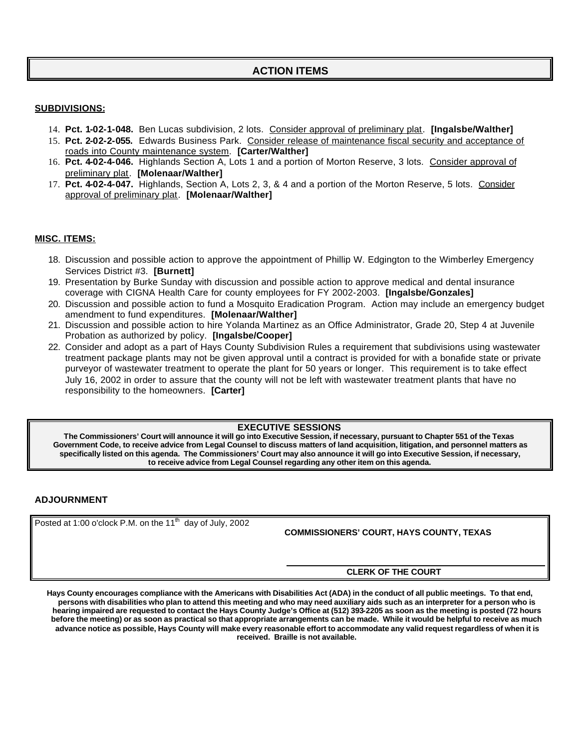## ACTION ITEMS

**SUBDIVISIONS:**

14. **Pct. 1-02-1-048.** Ben Lucas subdivision, 2 lots. Consider approval of preliminary plat. **[Ingalsbe/Walther]**
15. **Pct. 2-02-2-055.** Edwards Business Park. Consider release of maintenance fiscal security and acceptance of roads into County maintenance system. **[Carter/Walther]**
16. **Pct. 4-02-4-046.** Highlands Section A, Lots 1 and a portion of Morton Reserve, 3 lots. Consider approval of preliminary plat. **[Molenaar/Walther]**
17. **Pct. 4-02-4-047.** Highlands, Section A, Lots 2, 3, & 4 and a portion of the Morton Reserve, 5 lots. Consider approval of preliminary plat. **[Molenaar/Walther]**

**MISC. ITEMS:**

18. Discussion and possible action to approve the appointment of Phillip W. Edgington to the Wimberley Emergency Services District #3. **[Burnett]**
19. Presentation by Burke Sunday with discussion and possible action to approve medical and dental insurance coverage with CIGNA Health Care for county employees for FY 2002-2003. **[Ingalsbe/Gonzales]**
20. Discussion and possible action to fund a Mosquito Eradication Program. Action may include an emergency budget amendment to fund expenditures. **[Molenaar/Walther]**
21. Discussion and possible action to hire Yolanda Martinez as an Office Administrator, Grade 20, Step 4 at Juvenile Probation as authorized by policy. **[Ingalsbe/Cooper]**
22. Consider and adopt as a part of Hays County Subdivision Rules a requirement that subdivisions using wastewater treatment package plants may not be given approval until a contract is provided for with a bonafide state or private purveyor of wastewater treatment to operate the plant for 50 years or longer. This requirement is to take effect July 16, 2002 in order to assure that the county will not be left with wastewater treatment plants that have no responsibility to the homeowners. **[Carter]**

**EXECUTIVE SESSIONS**

**The Commissioners' Court will announce it will go into Executive Session, if necessary, pursuant to Chapter 551 of the Texas Government Code, to receive advice from Legal Counsel to discuss matters of land acquisition, litigation, and personnel matters as specifically listed on this agenda. The Commissioners' Court may also announce it will go into Executive Session, if necessary, to receive advice from Legal Counsel regarding any other item on this agenda.**

**ADJOURNMENT**

Posted at 1:00 o'clock P.M. on the 11th day of July, 2002

**COMMISSIONERS' COURT, HAYS COUNTY, TEXAS**

**CLERK OF THE COURT**

**Hays County encourages compliance with the Americans with Disabilities Act (ADA) in the conduct of all public meetings. To that end, persons with disabilities who plan to attend this meeting and who may need auxiliary aids such as an interpreter for a person who is hearing impaired are requested to contact the Hays County Judge's Office at (512) 393-2205 as soon as the meeting is posted (72 hours before the meeting) or as soon as practical so that appropriate arrangements can be made. While it would be helpful to receive as much advance notice as possible, Hays County will make every reasonable effort to accommodate any valid request regardless of when it is received. Braille is not available.**